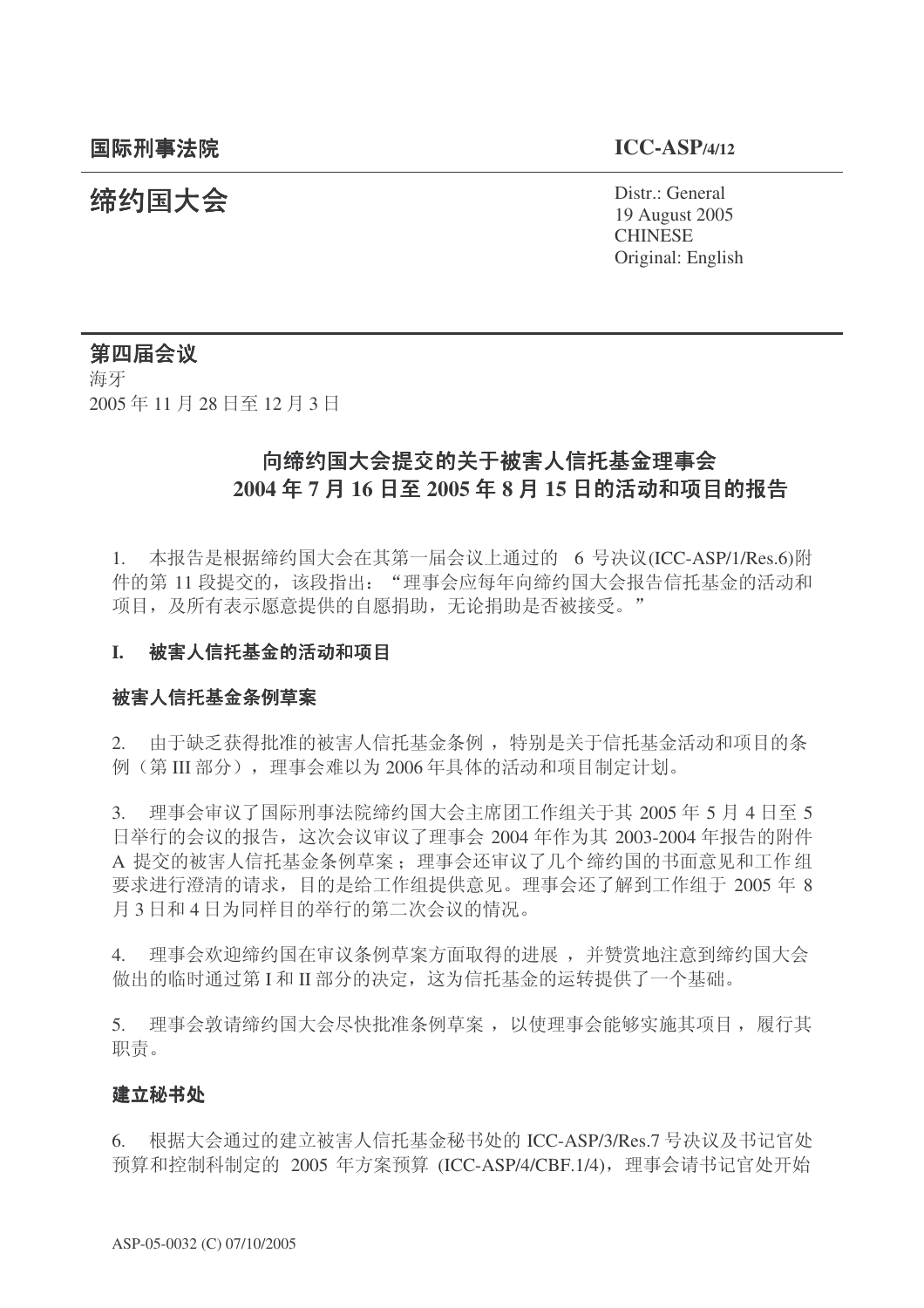国际刑事法院

**ICC-ASP/4/12**

# 缔约国大会

Distr.: General
19 August 2005
CHINESE
Original: English

## 第四届会议

海牙
2005 年 11 月 28 日至 12 月 3 日

## 向缔约国大会提交的关于被害人信托基金理事会 2004 年 7 月 16 日至 2005 年 8 月 15 日的活动和项目的报告

1. 本报告是根据缔约国大会在其第一届会议上通过的 6 号决议(ICC-ASP/1/Res.6)附件的第 11 段提交的，该段指出：“理事会应每年向缔约国大会报告信托基金的活动和项目，及所有表示愿意提供的自愿捐助，无论捐助是否被接受。”

### I. 被害人信托基金的活动和项目

#### 被害人信托基金条例草案

2. 由于缺乏获得批准的被害人信托基金条例，特别是关于信托基金活动和项目的条例（第 III 部分），理事会难以为 2006 年具体的活动和项目制定计划。

3. 理事会审议了国际刑事法院缔约国大会主席团工作组关于其 2005 年 5 月 4 日至 5 日举行的会议的报告，这次会议审议了理事会 2004 年作为其 2003-2004 年报告的附件 A 提交的被害人信托基金条例草案；理事会还审议了几个缔约国的书面意见和工作组要求进行澄清的请求，目的是给工作组提供意见。理事会还了解到工作组于 2005 年 8 月 3 日和 4 日为同样目的举行的第二次会议的情况。

4. 理事会欢迎缔约国在审议条例草案方面取得的进展，并赞赏地注意到缔约国大会做出的临时通过第 I 和 II 部分的决定，这为信托基金的运转提供了一个基础。

5. 理事会敦请缔约国大会尽快批准条例草案，以使理事会能够实施其项目，履行其职责。

#### 建立秘书处

6. 根据大会通过的建立被害人信托基金秘书处的 ICC-ASP/3/Res.7 号决议及书记官处预算和控制科制定的 2005 年方案预算 (ICC-ASP/4/CBF.1/4)，理事会请书记官处开始

ASP-05-0032 (C) 07/10/2005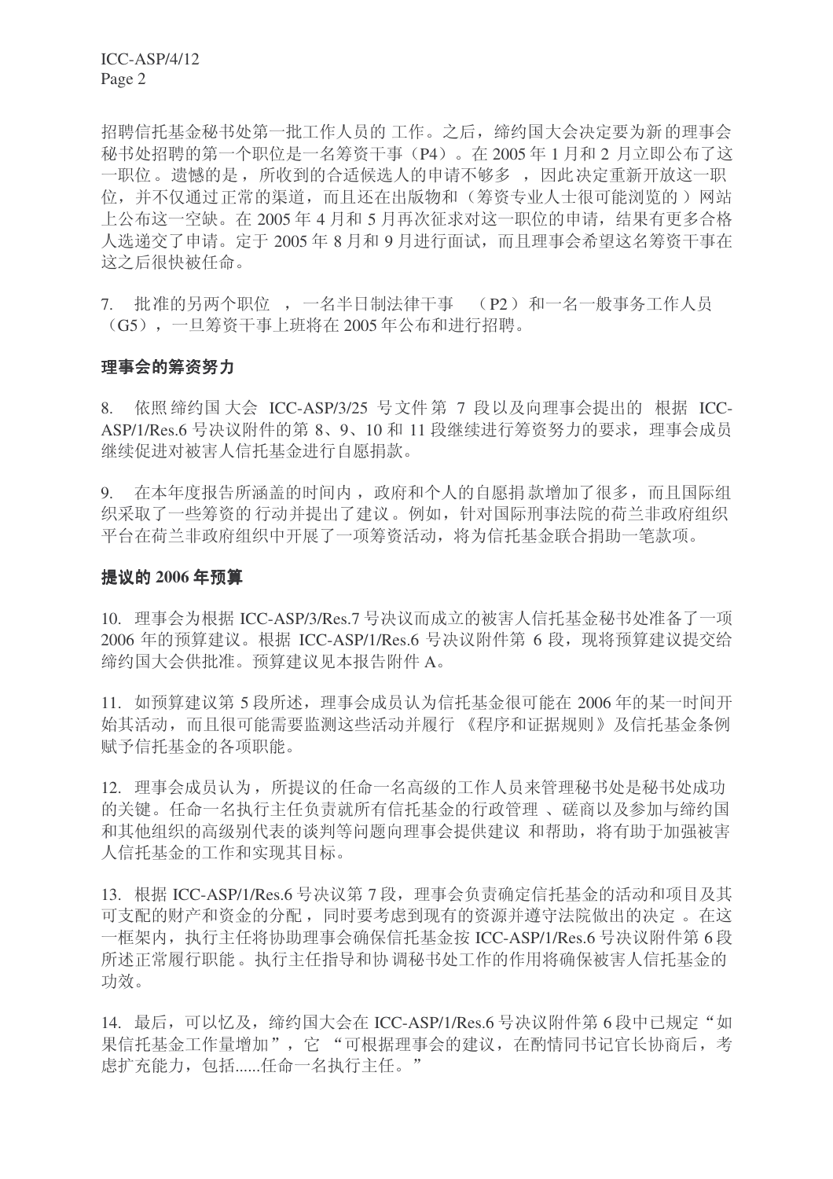招聘信托基金秘书处第一批工作人员的 工作。之后，缔约国大会决定要为新的理事会秘书处招聘的第一个职位是一名筹资干事（P4）。在 2005 年 1 月和 2 月立即公布了这一职位。遗憾的是，所收到的合适候选人的申请不够多，因此决定重新开放这一职位，并不仅通过正常的渠道，而且还在出版物和（筹资专业人士很可能浏览的）网站上公布这一空缺。在 2005 年 4 月和 5 月再次征求对这一职位的申请，结果有更多合格人选递交了申请。定于 2005 年 8 月和 9 月进行面试，而且理事会希望这名筹资干事在这之后很快被任命。

7. 批准的另两个职位，一名半日制法律干事（P2）和一名一般事务工作人员（G5），一旦筹资干事上班将在 2005 年公布和进行招聘。

### 理事会的筹资努力

8. 依照缔约国大会 ICC-ASP/3/25 号文件第 7 段以及向理事会提出的根据 ICC-ASP/1/Res.6 号决议附件的第 8、9、10 和 11 段继续进行筹资努力的要求，理事会成员继续促进对被害人信托基金进行自愿捐款。

9. 在本年度报告所涵盖的时间内，政府和个人的自愿捐款增加了很多，而且国际组织采取了一些筹资的行动并提出了建议。例如，针对国际刑事法院的荷兰非政府组织平台在荷兰非政府组织中开展了一项筹资活动，将为信托基金联合捐助一笔款项。

### 提议的 2006 年预算

10. 理事会为根据 ICC-ASP/3/Res.7 号决议而成立的被害人信托基金秘书处准备了一项 2006 年的预算建议。根据 ICC-ASP/1/Res.6 号决议附件第 6 段，现将预算建议提交给缔约国大会供批准。预算建议见本报告附件 A。

11. 如预算建议第 5 段所述，理事会成员认为信托基金很可能在 2006 年的某一时间开始其活动，而且很可能需要监测这些活动并履行《程序和证据规则》及信托基金条例赋予信托基金的各项职能。

12. 理事会成员认为，所提议的任命一名高级的工作人员来管理秘书处是秘书处成功的关键。任命一名执行主任负责就所有信托基金的行政管理、磋商以及参加与缔约国和其他组织的高级别代表的谈判等问题向理事会提供建议和帮助，将有助于加强被害人信托基金的工作和实现其目标。

13. 根据 ICC-ASP/1/Res.6 号决议第 7 段，理事会负责确定信托基金的活动和项目及其可支配的财产和资金的分配，同时要考虑到现有的资源并遵守法院做出的决定。在这一框架内，执行主任将协助理事会确保信托基金按 ICC-ASP/1/Res.6 号决议附件第 6 段所述正常履行职能。执行主任指导和协调秘书处工作的作用将确保被害人信托基金的功效。

14. 最后，可以忆及，缔约国大会在 ICC-ASP/1/Res.6 号决议附件第 6 段中已规定"如果信托基金工作量增加"，它"可根据理事会的建议，在酌情同书记官长协商后，考虑扩充能力，包括......任命一名执行主任。"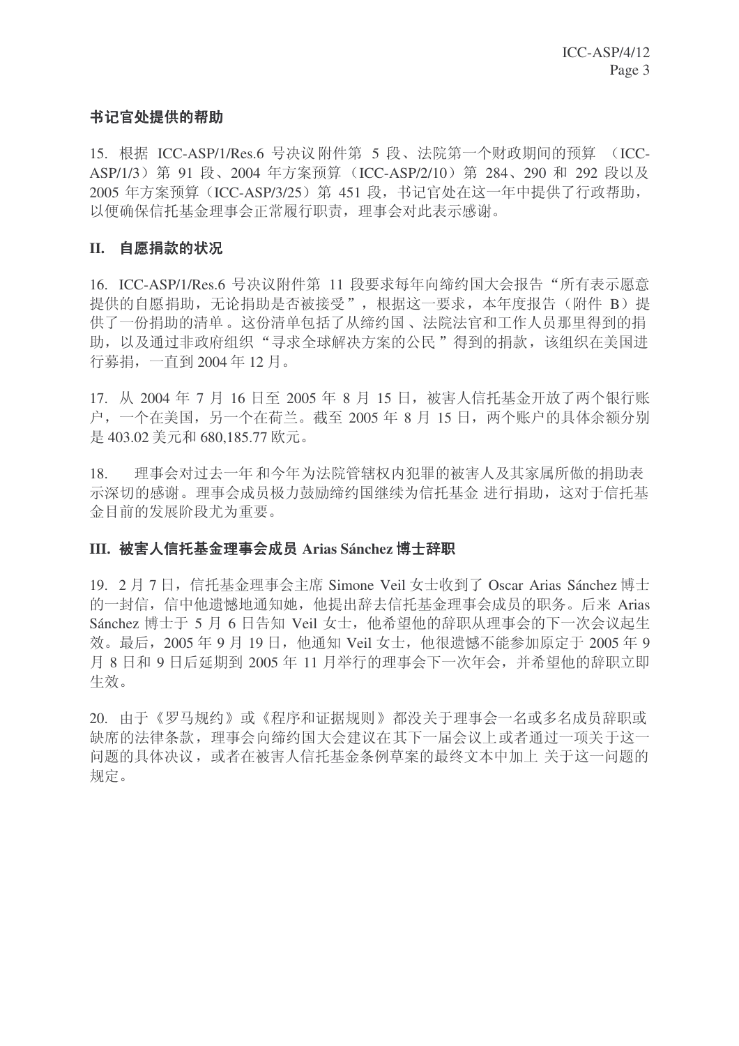### 书记官处提供的帮助

15. 根据 ICC-ASP/1/Res.6 号决议附件第 5 段、法院第一个财政期间的预算 （ICC-ASP/1/3）第 91 段、2004 年方案预算（ICC-ASP/2/10）第 284、290 和 292 段以及 2005 年方案预算（ICC-ASP/3/25）第 451 段，书记官处在这一年中提供了行政帮助，以便确保信托基金理事会正常履行职责，理事会对此表示感谢。

## II. 自愿捐款的状况

16. ICC-ASP/1/Res.6 号决议附件第 11 段要求每年向缔约国大会报告“所有表示愿意提供的自愿捐助，无论捐助是否被接受”，根据这一要求，本年度报告（附件 B）提供了一份捐助的清单。这份清单包括了从缔约国、法院法官和工作人员那里得到的捐助，以及通过非政府组织“寻求全球解决方案的公民”得到的捐款，该组织在美国进行募捐，一直到 2004 年 12 月。

17. 从 2004 年 7 月 16 日至 2005 年 8 月 15 日，被害人信托基金开放了两个银行账户，一个在美国，另一个在荷兰。截至 2005 年 8 月 15 日，两个账户的具体余额分别是 403.02 美元和 680,185.77 欧元。

18. 理事会对过去一年和今年为法院管辖权内犯罪的被害人及其家属所做的捐助表示深切的感谢。理事会成员极力鼓励缔约国继续为信托基金进行捐助，这对于信托基金目前的发展阶段尤为重要。

## III. 被害人信托基金理事会成员 Arias Sánchez 博士辞职

19. 2 月 7 日，信托基金理事会主席 Simone Veil 女士收到了 Oscar Arias Sánchez 博士的一封信，信中他遗憾地通知她，他提出辞去信托基金理事会成员的职务。后来 Arias Sánchez 博士于 5 月 6 日告知 Veil 女士，他希望他的辞职从理事会的下一次会议起生效。最后，2005 年 9 月 19 日，他通知 Veil 女士，他很遗憾不能参加原定于 2005 年 9 月 8 日和 9 日后延期到 2005 年 11 月举行的理事会下一次年会，并希望他的辞职立即生效。

20. 由于《罗马规约》或《程序和证据规则》都没关于理事会一名或多名成员辞职或缺席的法律条款，理事会向缔约国大会建议在其下一届会议上或者通过一项关于这一问题的具体决议，或者在被害人信托基金条例草案的最终文本中加上关于这一问题的规定。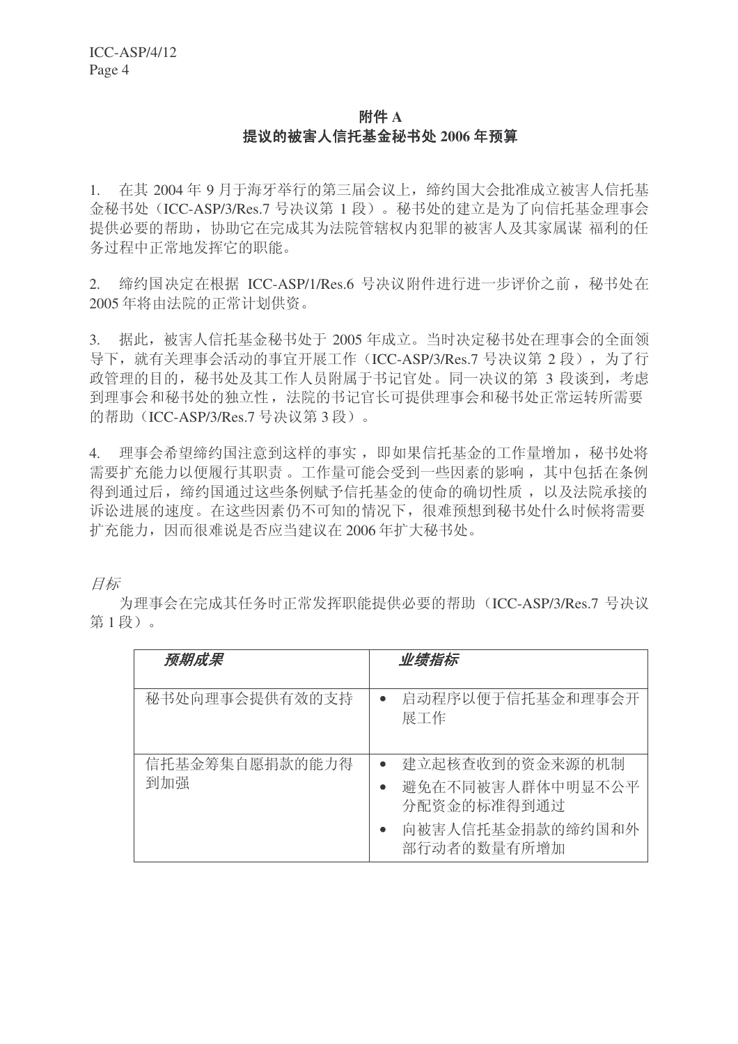## 附件 A
## 提议的被害人信托基金秘书处 2006 年预算

1. 在其 2004 年 9 月于海牙举行的第三届会议上，缔约国大会批准成立被害人信托基金秘书处（ICC-ASP/3/Res.7 号决议第 1 段）。秘书处的建立是为了向信托基金理事会提供必要的帮助，协助它在完成其为法院管辖权内犯罪的被害人及其家属谋 福利的任务过程中正常地发挥它的职能。

2. 缔约国决定在根据 ICC-ASP/1/Res.6 号决议附件进行进一步评价之前，秘书处在 2005 年将由法院的正常计划供资。

3. 据此，被害人信托基金秘书处于 2005 年成立。当时决定秘书处在理事会的全面领导下，就有关理事会活动的事宜开展工作（ICC-ASP/3/Res.7 号决议第 2 段），为了行政管理的目的，秘书处及其工作人员附属于书记官处。同一决议的第 3 段谈到，考虑到理事会和秘书处的独立性，法院的书记官长可提供理事会和秘书处正常运转所需要的帮助（ICC-ASP/3/Res.7 号决议第 3 段）。

4. 理事会希望缔约国注意到这样的事实，即如果信托基金的工作量增加，秘书处将需要扩充能力以便履行其职责 。工作量可能会受到一些因素的影响， 其中包括在条例得到通过后，缔约国通过这些条例赋予信托基金的使命的确切性质 ，以及法院承接的诉讼进展的速度。在这些因素仍不可知的情况下，很难预想到秘书处什么时候将需要扩充能力，因而很难说是否应当建议在 2006 年扩大秘书处。

*目标*

为理事会在完成其任务时正常发挥职能提供必要的帮助（ICC-ASP/3/Res.7 号决议第 1 段）。

| ***预期成果*** | ***业绩指标*** |
|---|---|
| 秘书处向理事会提供有效的支持 | • 启动程序以便于信托基金和理事会开展工作 |
| 信托基金筹集自愿捐款的能力得到加强 | • 建立起核查收到的资金来源的机制<br>• 避免在不同被害人群体中明显不公平分配资金的标准得到通过<br>• 向被害人信托基金捐款的缔约国和外部行动者的数量有所增加 |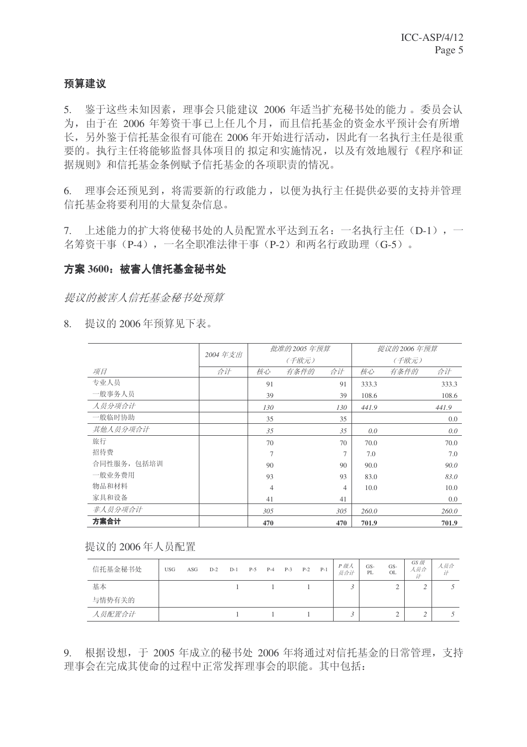### 预算建议

5. 鉴于这些未知因素，理事会只能建议 2006 年适当扩充秘书处的能力。委员会认为，由于在 2006 年筹资干事已上任几个月，而且信托基金的资金水平预计会有所增长，另外鉴于信托基金很有可能在 2006 年开始进行活动，因此有一名执行主任是很重要的。执行主任将能够监督具体项目的 拟定和实施情况，以及有效地履行《程序和证据规则》和信托基金条例赋予信托基金的各项职责的情况。

6. 理事会还预见到，将需要新的行政能力，以便为执行主任提供必要的支持并管理信托基金将要利用的大量复杂信息。

7. 上述能力的扩大将使秘书处的人员配置水平达到五名：一名执行主任（D-1），一名筹资干事（P-4），一名全职准法律干事（P-2）和两名行政助理（G-5）。

### 方案 3600：被害人信托基金秘书处

*提议的被害人信托基金秘书处预算*

8. 提议的 2006 年预算见下表。

| | *2004 年支出* | *批准的 2005 年预算（千欧元）* | | | *提议的 2006 年预算（千欧元）* | | |
|---|---|---|---|---|---|---|---|
| *项目* | *合计* | *核心* | *有条件的* | *合计* | *核心* | *有条件的* | *合计* |
| 专业人员 | | 91 | | 91 | 333.3 | | 333.3 |
| 一般事务人员 | | 39 | | 39 | 108.6 | | 108.6 |
| *人员分项合计* | | *130* | | *130* | *441.9* | | *441.9* |
| 一般临时协助 | | 35 | | 35 | | | 0.0 |
| *其他人员分项合计* | | *35* | | *35* | *0.0* | | *0.0* |
| 旅行 | | 70 | | 70 | 70.0 | | 70.0 |
| 招待费 | | 7 | | 7 | 7.0 | | 7.0 |
| 合同性服务，包括培训 | | 90 | | 90 | 90.0 | | *90.0* |
| 一般业务费用 | | 93 | | 93 | 83.0 | | *83.0* |
| 物品和材料 | | 4 | | 4 | 10.0 | | 10.0 |
| 家具和设备 | | 41 | | 41 | | | 0.0 |
| *非人员分项合计* | | *305* | | *305* | *260.0* | | *260.0* |
| **方案合计** | | **470** | | **470** | **701.9** | | **701.9** |

提议的 2006 年人员配置

| 信托基金秘书处 | USG | ASG | D-2 | D-1 | P-5 | P-4 | P-3 | P-2 | P-1 | *P 级人员合计* | GS-PL | GS-OL | *GS 级人员合计* | *人员合计* |
|---|---|---|---|---|---|---|---|---|---|---|---|---|---|---|
| 基本 | | | | 1 | | 1 | | 1 | | *3* | | 2 | *2* | *5* |
| 与情势有关的 | | | | | | | | | | | | | | |
| *人员配置合计* | | | | 1 | | 1 | | 1 | | *3* | | 2 | *2* | *5* |

9. 根据设想，于 2005 年成立的秘书处 2006 年将通过对信托基金的日常管理，支持理事会在完成其使命的过程中正常发挥理事会的职能。其中包括：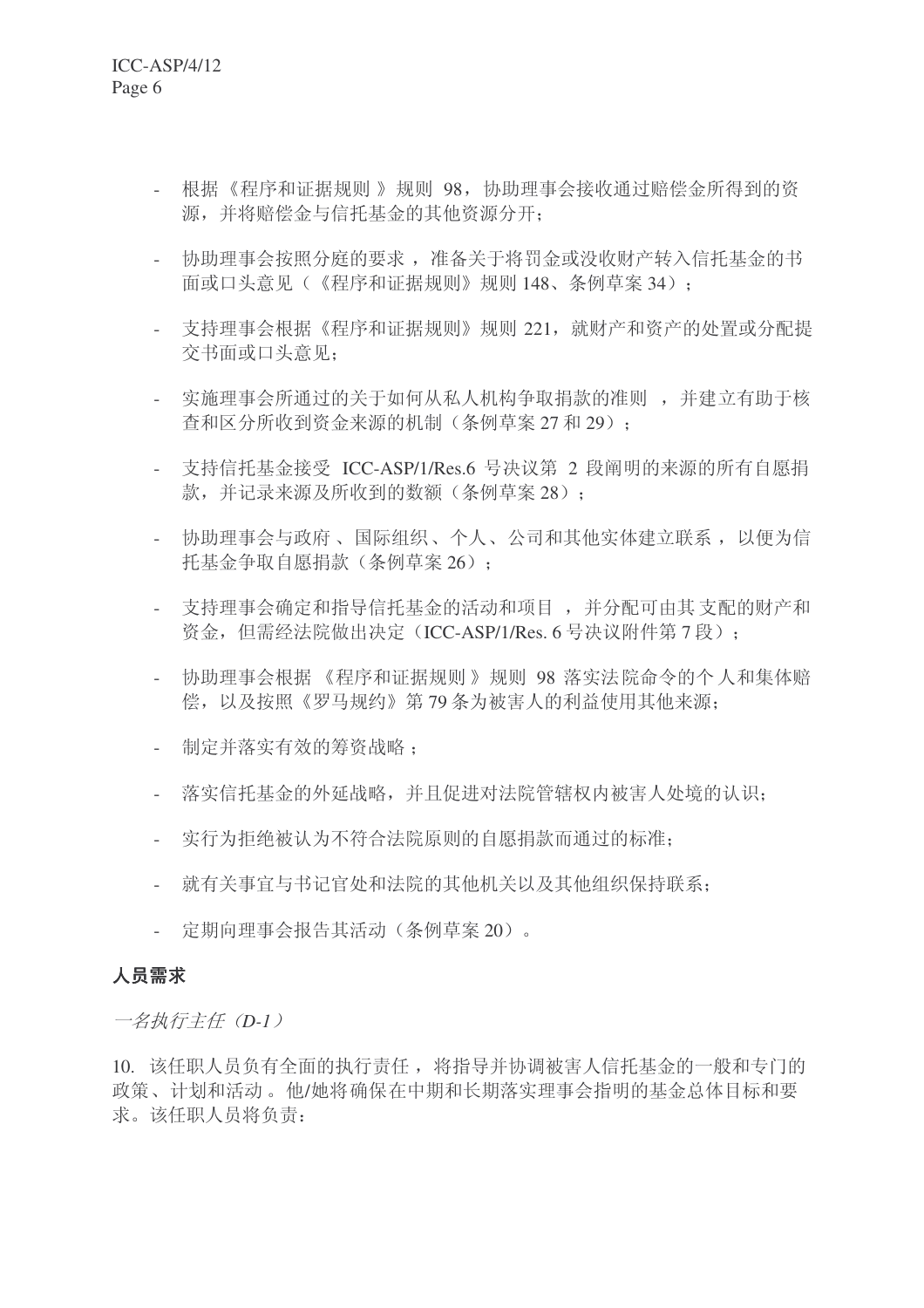- 根据《程序和证据规则》规则 98，协助理事会接收通过赔偿金所得到的资源，并将赔偿金与信托基金的其他资源分开；

- 协助理事会按照分庭的要求，准备关于将罚金或没收财产转入信托基金的书面或口头意见（《程序和证据规则》规则 148、条例草案 34）；

- 支持理事会根据《程序和证据规则》规则 221，就财产和资产的处置或分配提交书面或口头意见；

- 实施理事会所通过的关于如何从私人机构争取捐款的准则，并建立有助于核查和区分所收到资金来源的机制（条例草案 27 和 29）；

- 支持信托基金接受 ICC-ASP/1/Res.6 号决议第 2 段阐明的来源的所有自愿捐款，并记录来源及所收到的数额（条例草案 28）；

- 协助理事会与政府、国际组织、个人、公司和其他实体建立联系，以便为信托基金争取自愿捐款（条例草案 26）；

- 支持理事会确定和指导信托基金的活动和项目，并分配可由其支配的财产和资金，但需经法院做出决定（ICC-ASP/1/Res. 6 号决议附件第 7 段）；

- 协助理事会根据《程序和证据规则》规则 98 落实法院命令的个人和集体赔偿，以及按照《罗马规约》第 79 条为被害人的利益使用其他来源；

- 制定并落实有效的筹资战略；

- 落实信托基金的外延战略，并且促进对法院管辖权内被害人处境的认识；

- 实行为拒绝被认为不符合法院原则的自愿捐款而通过的标准；

- 就有关事宜与书记官处和法院的其他机关以及其他组织保持联系；

- 定期向理事会报告其活动（条例草案 20）。

**人员需求**

*一名执行主任（D-1）*

10. 该任职人员负有全面的执行责任，将指导并协调被害人信托基金的一般和专门的政策、计划和活动。他/她将确保在中期和长期落实理事会指明的基金总体目标和要求。该任职人员将负责：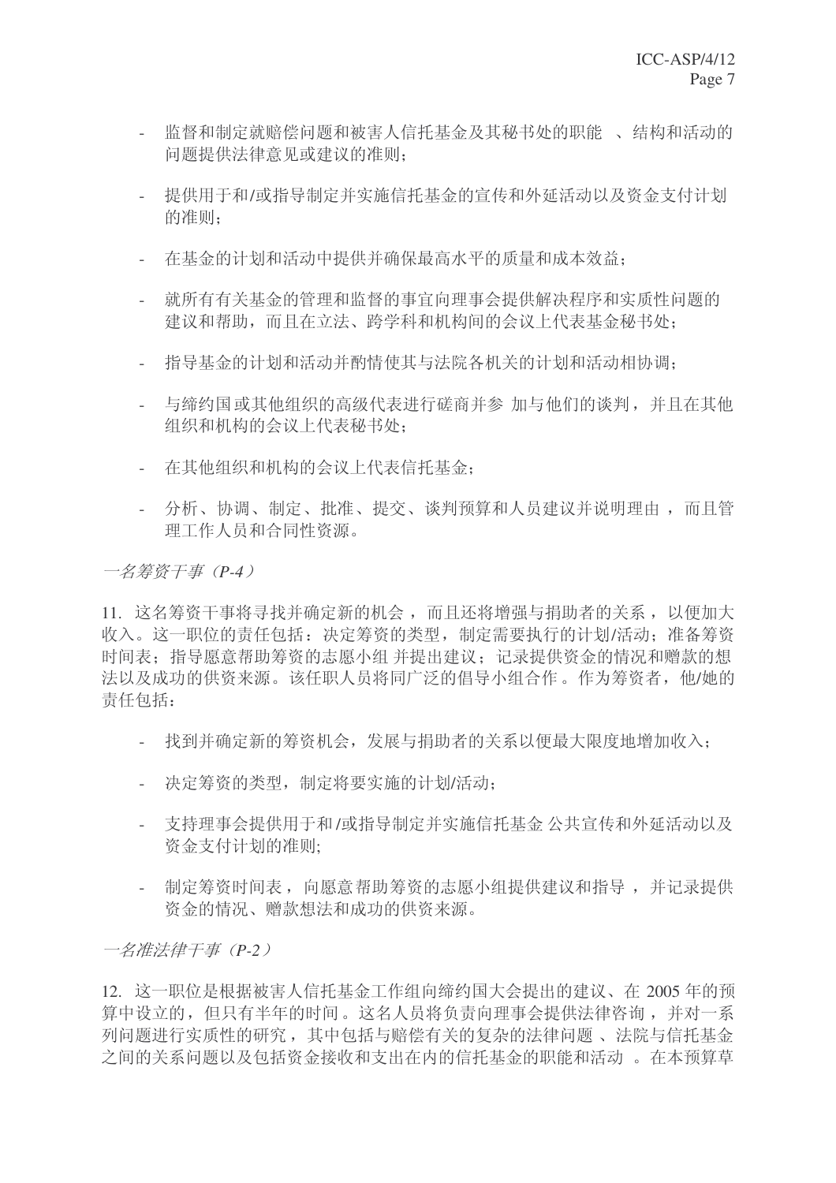- 监督和制定就赔偿问题和被害人信托基金及其秘书处的职能 、结构和活动的问题提供法律意见或建议的准则；

- 提供用于和/或指导制定并实施信托基金的宣传和外延活动以及资金支付计划的准则；

- 在基金的计划和活动中提供并确保最高水平的质量和成本效益；

- 就所有有关基金的管理和监督的事宜向理事会提供解决程序和实质性问题的建议和帮助，而且在立法、跨学科和机构间的会议上代表基金秘书处；

- 指导基金的计划和活动并酌情使其与法院各机关的计划和活动相协调；

- 与缔约国或其他组织的高级代表进行磋商并参 加与他们的谈判，并且在其他组织和机构的会议上代表秘书处；

- 在其他组织和机构的会议上代表信托基金；

- 分析、协调、制定、批准、提交、谈判预算和人员建议并说明理由 ，而且管理工作人员和合同性资源。

*一名筹资干事（P-4）*

11. 这名筹资干事将寻找并确定新的机会 ，而且还将增强与捐助者的关系 ，以便加大收入。这一职位的责任包括：决定筹资的类型，制定需要执行的计划/活动；准备筹资时间表；指导愿意帮助筹资的志愿小组 并提出建议；记录提供资金的情况和赠款的想法以及成功的供资来源。该任职人员将同广泛的倡导小组合作 。作为筹资者，他/她的责任包括：

- 找到并确定新的筹资机会，发展与捐助者的关系以便最大限度地增加收入；

- 决定筹资的类型，制定将要实施的计划/活动；

- 支持理事会提供用于和 /或指导制定并实施信托基金 公共宣传和外延活动以及资金支付计划的准则;

- 制定筹资时间表 ，向愿意帮助筹资的志愿小组提供建议和指导 ，并记录提供资金的情况、赠款想法和成功的供资来源。

*一名准法律干事（P-2）*

12. 这一职位是根据被害人信托基金工作组向缔约国大会提出的建议、在 2005 年的预算中设立的，但只有半年的时间 。这名人员将负责向理事会提供法律咨询 ，并对一系列问题进行实质性的研究，其中包括与赔偿有关的复杂的法律问题 、法院与信托基金之间的关系问题以及包括资金接收和支出在内的信托基金的职能和活动 。在本预算草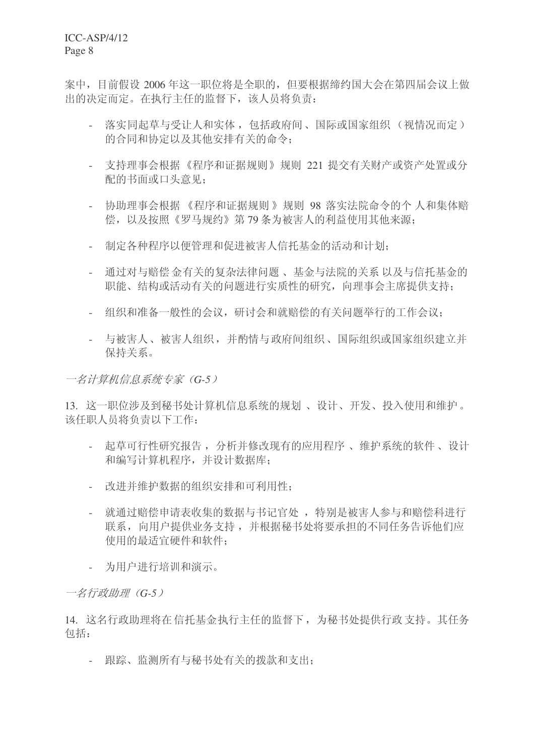案中，目前假设 2006 年这一职位将是全职的，但要根据缔约国大会在第四届会议上做出的决定而定。在执行主任的监督下，该人员将负责：

- 落实同起草与受让人和实体，包括政府间、国际或国家组织（视情况而定）的合同和协定以及其他安排有关的命令；
- 支持理事会根据《程序和证据规则》规则 221 提交有关财产或资产处置或分配的书面或口头意见；
- 协助理事会根据《程序和证据规则》规则 98 落实法院命令的个人和集体赔偿，以及按照《罗马规约》第 79 条为被害人的利益使用其他来源；
- 制定各种程序以便管理和促进被害人信托基金的活动和计划；
- 通过对与赔偿金有关的复杂法律问题、基金与法院的关系以及与信托基金的职能、结构或活动有关的问题进行实质性的研究，向理事会主席提供支持；
- 组织和准备一般性的会议，研讨会和就赔偿的有关问题举行的工作会议；
- 与被害人、被害人组织，并酌情与政府间组织、国际组织或国家组织建立并保持关系。

*一名计算机信息系统专家（G-5）*

13. 这一职位涉及到秘书处计算机信息系统的规划、设计、开发、投入使用和维护。该任职人员将负责以下工作：

- 起草可行性研究报告，分析并修改现有的应用程序、维护系统的软件、设计和编写计算机程序，并设计数据库；
- 改进并维护数据的组织安排和可利用性；
- 就通过赔偿申请表收集的数据与书记官处，特别是被害人参与和赔偿科进行联系，向用户提供业务支持，并根据秘书处将要承担的不同任务告诉他们应使用的最适宜硬件和软件；
- 为用户进行培训和演示。

*一名行政助理（G-5）*

14. 这名行政助理将在信托基金执行主任的监督下，为秘书处提供行政支持。其任务包括：

- 跟踪、监测所有与秘书处有关的拨款和支出；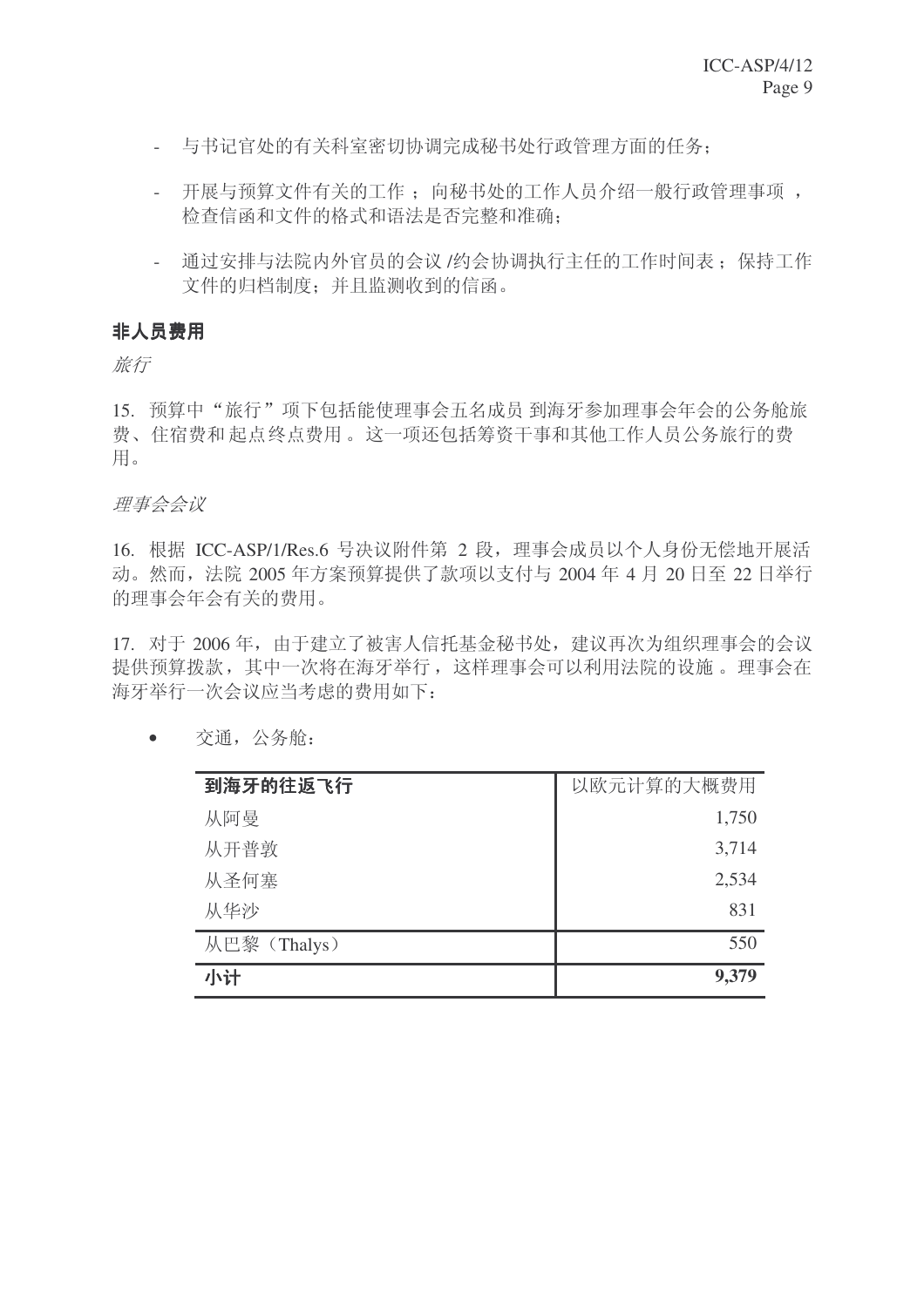- 与书记官处的有关科室密切协调完成秘书处行政管理方面的任务；

- 开展与预算文件有关的工作；向秘书处的工作人员介绍一般行政管理事项，检查信函和文件的格式和语法是否完整和准确；

- 通过安排与法院内外官员的会议/约会协调执行主任的工作时间表；保持工作文件的归档制度；并且监测收到的信函。

### 非人员费用

*旅行*

15. 预算中"旅行"项下包括能使理事会五名成员到海牙参加理事会年会的公务舱旅费、住宿费和起点终点费用。这一项还包括筹资干事和其他工作人员公务旅行的费用。

*理事会会议*

16. 根据 ICC-ASP/1/Res.6 号决议附件第 2 段，理事会成员以个人身份无偿地开展活动。然而，法院 2005 年方案预算提供了款项以支付与 2004 年 4 月 20 日至 22 日举行的理事会年会有关的费用。

17. 对于 2006 年，由于建立了被害人信托基金秘书处，建议再次为组织理事会的会议提供预算拨款，其中一次将在海牙举行，这样理事会可以利用法院的设施。理事会在海牙举行一次会议应当考虑的费用如下：

- 交通，公务舱：

| **到海牙的往返飞行** | 以欧元计算的大概费用 |
|---|---|
| 从阿曼 | 1,750 |
| 从开普敦 | 3,714 |
| 从圣何塞 | 2,534 |
| 从华沙 | 831 |
| 从巴黎（Thalys） | 550 |
| **小计** | **9,379** |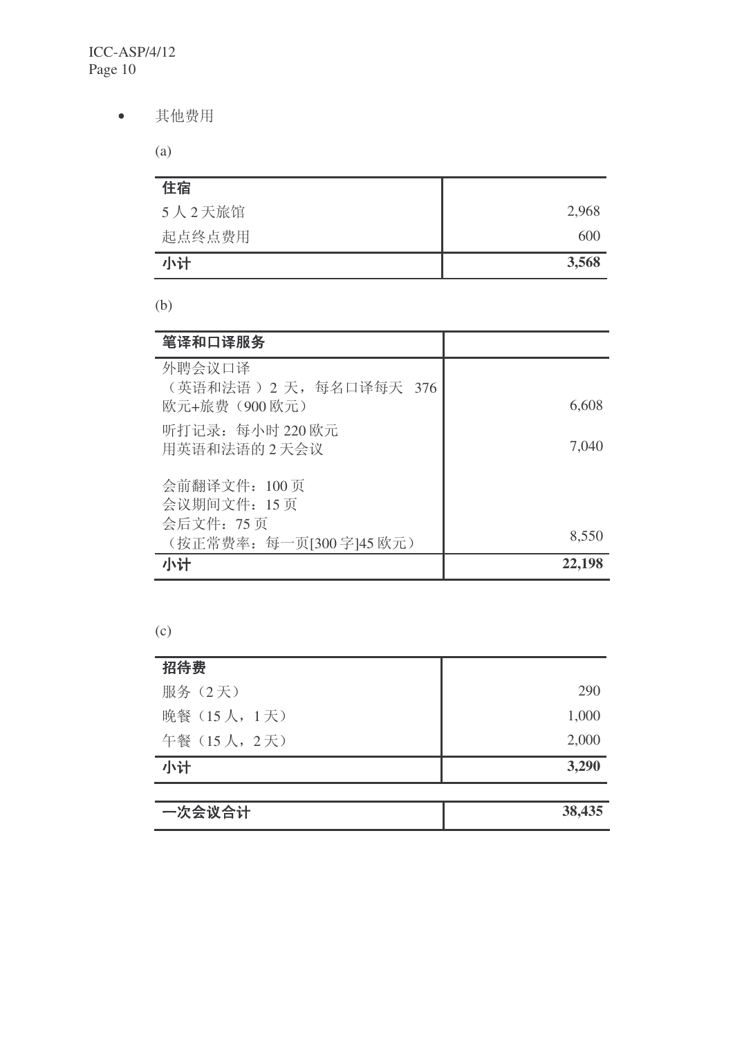- 其他费用

(a)

| 住宿 | |
|---|---|
| 5人2天旅馆 | 2,968 |
| 起点终点费用 | 600 |
| **小计** | **3,568** |

(b)

| 笔译和口译服务 | |
|---|---|
| 外聘会议口译<br>（英语和法语）2 天，每名口译每天 376 欧元+旅费（900 欧元） | 6,608 |
| 听打记录：每小时 220 欧元<br>用英语和法语的 2 天会议 | 7,040 |
| 会前翻译文件：100 页<br>会议期间文件：15 页<br>会后文件：75 页<br>（按正常费率：每一页[300 字]45 欧元） | 8,550 |
| **小计** | **22,198** |

(c)

| 招待费 | |
|---|---|
| 服务（2 天） | 290 |
| 晚餐（15 人，1 天） | 1,000 |
| 午餐（15 人，2 天） | 2,000 |
| **小计** | **3,290** |

| **一次会议合计** | **38,435** |
|---|---|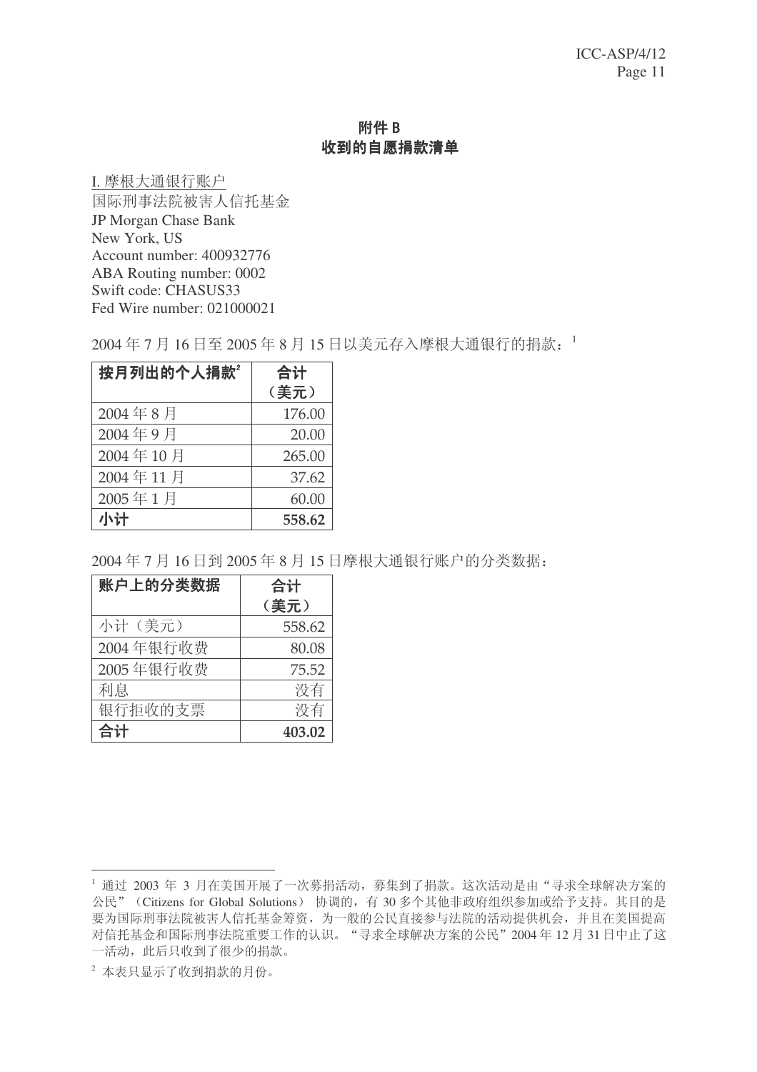## 附件 B
## 收到的自愿捐款清单

I. 摩根大通银行账户

国际刑事法院被害人信托基金
JP Morgan Chase Bank
New York, US
Account number: 400932776
ABA Routing number: 0002
Swift code: CHASUS33
Fed Wire number: 021000021

2004 年 7 月 16 日至 2005 年 8 月 15 日以美元存入摩根大通银行的捐款：[1]

| 按月列出的个人捐款[2] | 合计（美元） |
|---|---|
| 2004 年 8 月 | 176.00 |
| 2004 年 9 月 | 20.00 |
| 2004 年 10 月 | 265.00 |
| 2004 年 11 月 | 37.62 |
| 2005 年 1 月 | 60.00 |
| **小计** | **558.62** |

2004 年 7 月 16 日到 2005 年 8 月 15 日摩根大通银行账户的分类数据：

| 账户上的分类数据 | 合计（美元） |
|---|---|
| 小计（美元） | 558.62 |
| 2004 年银行收费 | 80.08 |
| 2005 年银行收费 | 75.52 |
| 利息 | 没有 |
| 银行拒收的支票 | 没有 |
| **合计** | **403.02** |

---

[1] 通过 2003 年 3 月在美国开展了一次募捐活动，募集到了捐款。这次活动是由"寻求全球解决方案的公民"（Citizens for Global Solutions） 协调的，有 30 多个其他非政府组织参加或给予支持。其目的是要为国际刑事法院被害人信托基金筹资，为一般的公民直接参与法院的活动提供机会，并且在美国提高对信托基金和国际刑事法院重要工作的认识。"寻求全球解决方案的公民"2004 年 12 月 31 日中止了这一活动，此后只收到了很少的捐款。

[2] 本表只显示了收到捐款的月份。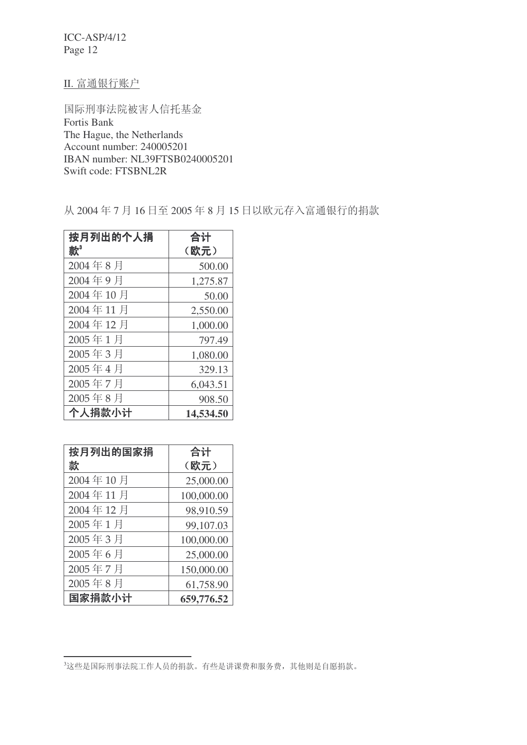## II. 富通银行账户

国际刑事法院被害人信托基金
Fortis Bank
The Hague, the Netherlands
Account number: 240005201
IBAN number: NL39FTSB0240005201
Swift code: FTSBNL2R

从 2004 年 7 月 16 日至 2005 年 8 月 15 日以欧元存入富通银行的捐款

| **按月列出的个人捐款**[3] | **合计（欧元）** |
|---|---|
| 2004 年 8 月 | 500.00 |
| 2004 年 9 月 | 1,275.87 |
| 2004 年 10 月 | 50.00 |
| 2004 年 11 月 | 2,550.00 |
| 2004 年 12 月 | 1,000.00 |
| 2005 年 1 月 | 797.49 |
| 2005 年 3 月 | 1,080.00 |
| 2005 年 4 月 | 329.13 |
| 2005 年 7 月 | 6,043.51 |
| 2005 年 8 月 | 908.50 |
| **个人捐款小计** | **14,534.50** |

| **按月列出的国家捐款** | **合计（欧元）** |
|---|---|
| 2004 年 10 月 | 25,000.00 |
| 2004 年 11 月 | 100,000.00 |
| 2004 年 12 月 | 98,910.59 |
| 2005 年 1 月 | 99,107.03 |
| 2005 年 3 月 | 100,000.00 |
| 2005 年 6 月 | 25,000.00 |
| 2005 年 7 月 | 150,000.00 |
| 2005 年 8 月 | 61,758.90 |
| **国家捐款小计** | **659,776.52** |

[3]这些是国际刑事法院工作人员的捐款。有些是讲课费和服务费，其他则是自愿捐款。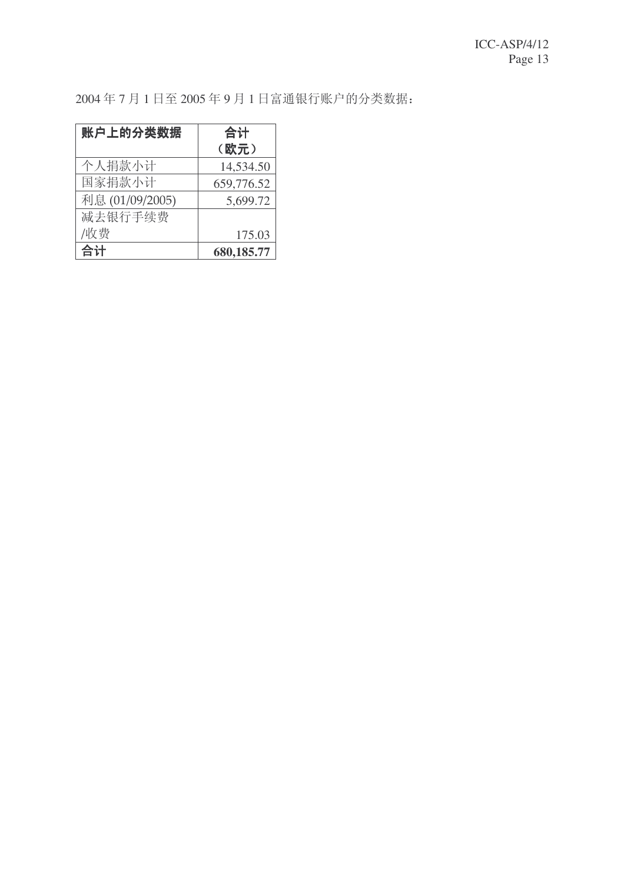2004 年 7 月 1 日至 2005 年 9 月 1 日富通银行账户的分类数据：

| **账户上的分类数据** | **合计（欧元）** |
|---|---|
| 个人捐款小计 | 14,534.50 |
| 国家捐款小计 | 659,776.52 |
| 利息 (01/09/2005) | 5,699.72 |
| 减去银行手续费/收费 | 175.03 |
| **合计** | **680,185.77** |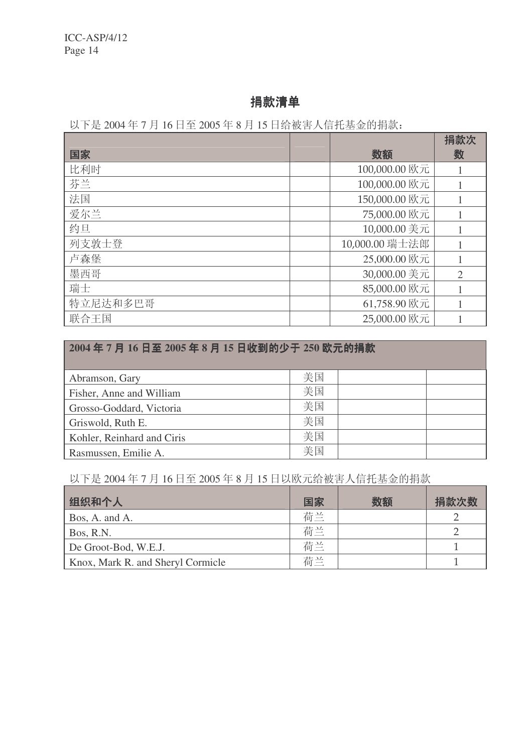## 捐款清单

以下是 2004 年 7 月 16 日至 2005 年 8 月 15 日给被害人信托基金的捐款：

| 国家 | | 数额 | 捐款次数 |
|---|---|---|---|
| 比利时 | | 100,000.00 欧元 | 1 |
| 芬兰 | | 100,000.00 欧元 | 1 |
| 法国 | | 150,000.00 欧元 | 1 |
| 爱尔兰 | | 75,000.00 欧元 | 1 |
| 约旦 | | 10,000.00 美元 | 1 |
| 列支敦士登 | | 10,000.00 瑞士法郎 | 1 |
| 卢森堡 | | 25,000.00 欧元 | 1 |
| 墨西哥 | | 30,000.00 美元 | 2 |
| 瑞士 | | 85,000.00 欧元 | 1 |
| 特立尼达和多巴哥 | | 61,758.90 欧元 | 1 |
| 联合王国 | | 25,000.00 欧元 | 1 |

| 2004 年 7 月 16 日至 2005 年 8 月 15 日收到的少于 250 欧元的捐款 | | | |
|---|---|---|---|
| Abramson, Gary | 美国 | | |
| Fisher, Anne and William | 美国 | | |
| Grosso-Goddard, Victoria | 美国 | | |
| Griswold, Ruth E. | 美国 | | |
| Kohler, Reinhard and Ciris | 美国 | | |
| Rasmussen, Emilie A. | 美国 | | |

以下是 2004 年 7 月 16 日至 2005 年 8 月 15 日以欧元给被害人信托基金的捐款

| 组织和个人 | 国家 | 数额 | 捐款次数 |
|---|---|---|---|
| Bos, A. and A. | 荷兰 | | 2 |
| Bos, R.N. | 荷兰 | | 2 |
| De Groot-Bod, W.E.J. | 荷兰 | | 1 |
| Knox, Mark R. and Sheryl Cormicle | 荷兰 | | 1 |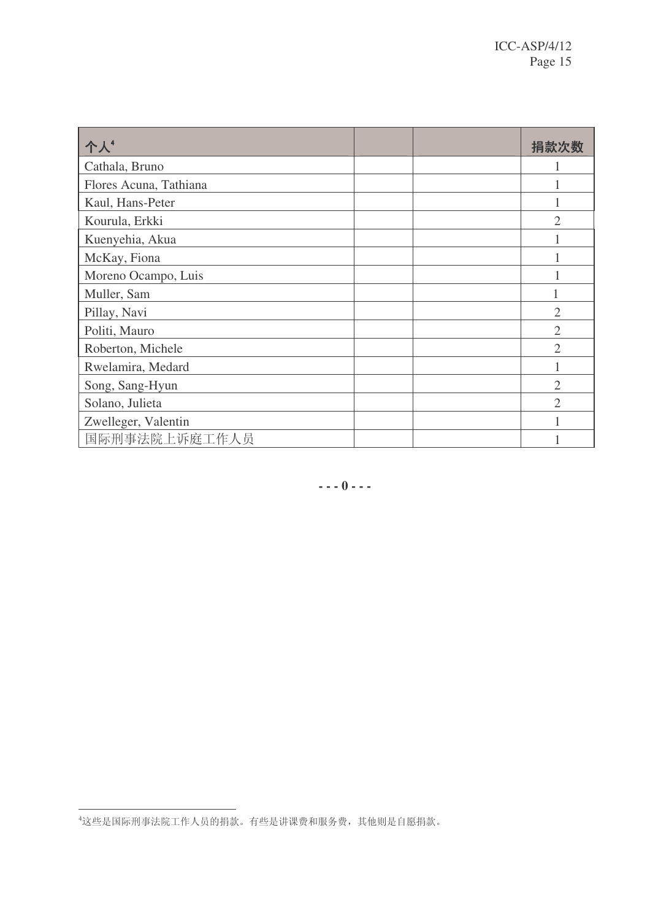| 个人[4] | | | 捐款次数 |
|---|---|---|---|
| Cathala, Bruno | | | 1 |
| Flores Acuna, Tathiana | | | 1 |
| Kaul, Hans-Peter | | | 1 |
| Kourula, Erkki | | | 2 |
| Kuenyehia, Akua | | | 1 |
| McKay, Fiona | | | 1 |
| Moreno Ocampo, Luis | | | 1 |
| Muller, Sam | | | 1 |
| Pillay, Navi | | | 2 |
| Politi, Mauro | | | 2 |
| Roberton, Michele | | | 2 |
| Rwelamira, Medard | | | 1 |
| Song, Sang-Hyun | | | 2 |
| Solano, Julieta | | | 2 |
| Zwelleger, Valentin | | | 1 |
| 国际刑事法院上诉庭工作人员 | | | 1 |

\- - - 0 - - -

[4]这些是国际刑事法院工作人员的捐款。有些是讲课费和服务费，其他则是自愿捐款。